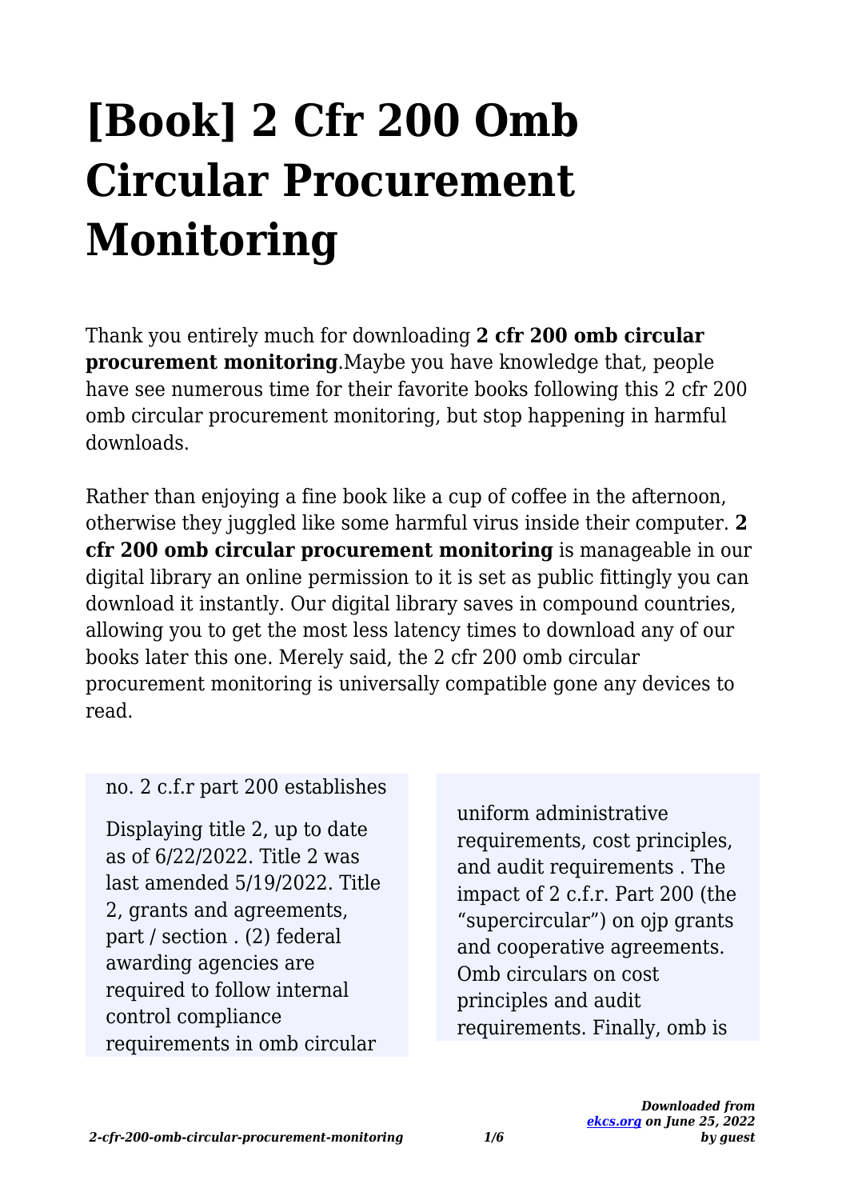# [Book] 2 Cfr 200 Omb Circular Procurement Monitoring

Thank you entirely much for downloading **2 cfr 200 omb circular procurement monitoring**.Maybe you have knowledge that, people have see numerous time for their favorite books following this 2 cfr 200 omb circular procurement monitoring, but stop happening in harmful downloads.

Rather than enjoying a fine book like a cup of coffee in the afternoon, otherwise they juggled like some harmful virus inside their computer. **2 cfr 200 omb circular procurement monitoring** is manageable in our digital library an online permission to it is set as public fittingly you can download it instantly. Our digital library saves in compound countries, allowing you to get the most less latency times to download any of our books later this one. Merely said, the 2 cfr 200 omb circular procurement monitoring is universally compatible gone any devices to read.

no. 2 c.f.r part 200 establishes

Displaying title 2, up to date as of 6/22/2022. Title 2 was last amended 5/19/2022. Title 2, grants and agreements, part / section . (2) federal awarding agencies are required to follow internal control compliance requirements in omb circular

uniform administrative requirements, cost principles, and audit requirements . The impact of 2 c.f.r. Part 200 (the "supercircular") on ojp grants and cooperative agreements. Omb circulars on cost principles and audit requirements. Finally, omb is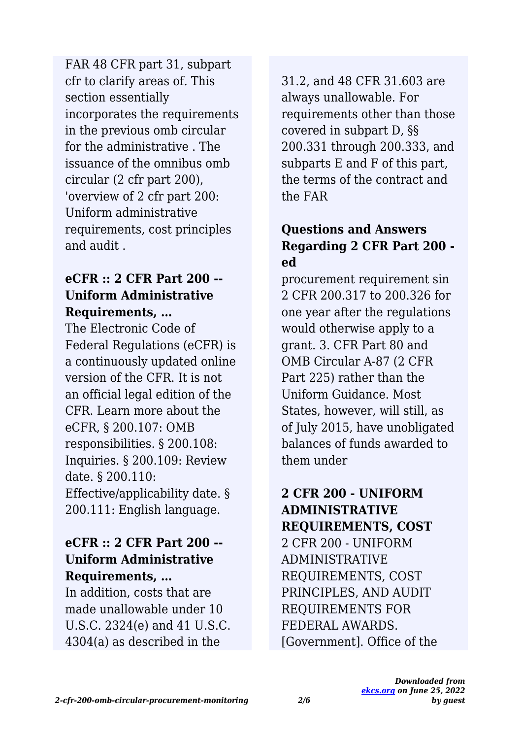FAR 48 CFR part 31, subpart cfr to clarify areas of. This section essentially incorporates the requirements in the previous omb circular for the administrative . The issuance of the omnibus omb circular (2 cfr part 200), 'overview of 2 cfr part 200: Uniform administrative requirements, cost principles and audit .

### eCFR :: 2 CFR Part 200 -- Uniform Administrative Requirements, …

The Electronic Code of Federal Regulations (eCFR) is a continuously updated online version of the CFR. It is not an official legal edition of the CFR. Learn more about the eCFR, § 200.107: OMB responsibilities. § 200.108: Inquiries. § 200.109: Review date. § 200.110: Effective/applicability date. § 200.111: English language.

### eCFR :: 2 CFR Part 200 -- Uniform Administrative Requirements, …

In addition, costs that are made unallowable under 10 U.S.C. 2324(e) and 41 U.S.C. 4304(a) as described in the 31.2, and 48 CFR 31.603 are always unallowable. For requirements other than those covered in subpart D, §§ 200.331 through 200.333, and subparts E and F of this part, the terms of the contract and the FAR

### Questions and Answers Regarding 2 CFR Part 200 - ed

procurement requirement sin 2 CFR 200.317 to 200.326 for one year after the regulations would otherwise apply to a grant. 3. CFR Part 80 and OMB Circular A-87 (2 CFR Part 225) rather than the Uniform Guidance. Most States, however, will still, as of July 2015, have unobligated balances of funds awarded to them under

### 2 CFR 200 - UNIFORM ADMINISTRATIVE REQUIREMENTS, COST

2 CFR 200 - UNIFORM ADMINISTRATIVE REQUIREMENTS, COST PRINCIPLES, AND AUDIT REQUIREMENTS FOR FEDERAL AWARDS. [Government]. Office of the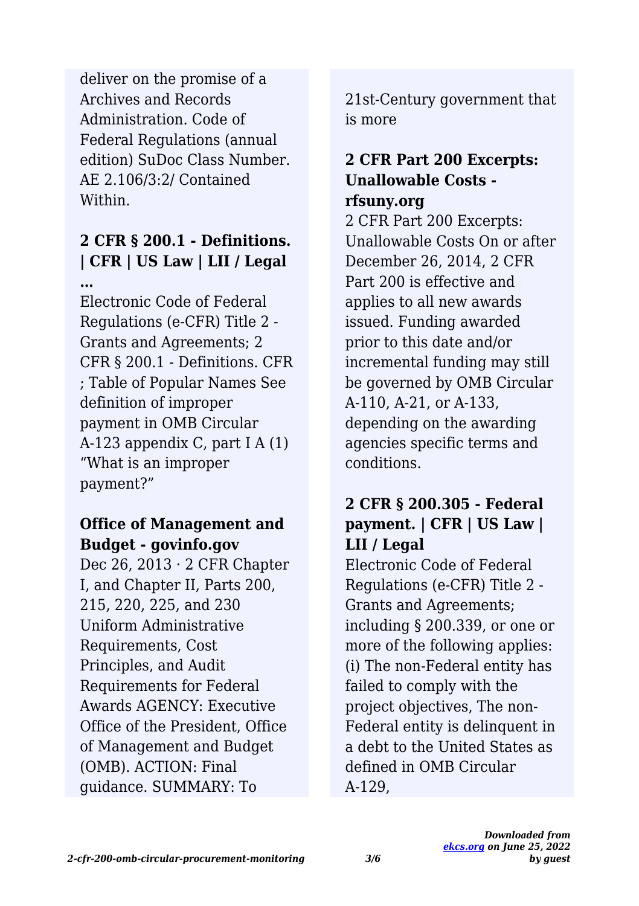deliver on the promise of a Archives and Records Administration. Code of Federal Regulations (annual edition) SuDoc Class Number. AE 2.106/3:2/ Contained Within.

### 2 CFR § 200.1 - Definitions. | CFR | US Law | LII / Legal ...

Electronic Code of Federal Regulations (e-CFR) Title 2 - Grants and Agreements; 2 CFR § 200.1 - Definitions. CFR ; Table of Popular Names See definition of improper payment in OMB Circular A-123 appendix C, part I A (1) "What is an improper payment?"

### Office of Management and Budget - govinfo.gov

Dec 26, 2013 · 2 CFR Chapter I, and Chapter II, Parts 200, 215, 220, 225, and 230 Uniform Administrative Requirements, Cost Principles, and Audit Requirements for Federal Awards AGENCY: Executive Office of the President, Office of Management and Budget (OMB). ACTION: Final guidance. SUMMARY: To 21st-Century government that is more

### 2 CFR Part 200 Excerpts: Unallowable Costs - rfsuny.org

2 CFR Part 200 Excerpts: Unallowable Costs On or after December 26, 2014, 2 CFR Part 200 is effective and applies to all new awards issued. Funding awarded prior to this date and/or incremental funding may still be governed by OMB Circular A-110, A-21, or A-133, depending on the awarding agencies specific terms and conditions.

### 2 CFR § 200.305 - Federal payment. | CFR | US Law | LII / Legal

Electronic Code of Federal Regulations (e-CFR) Title 2 - Grants and Agreements; including § 200.339, or one or more of the following applies: (i) The non-Federal entity has failed to comply with the project objectives, The non-Federal entity is delinquent in a debt to the United States as defined in OMB Circular A-129,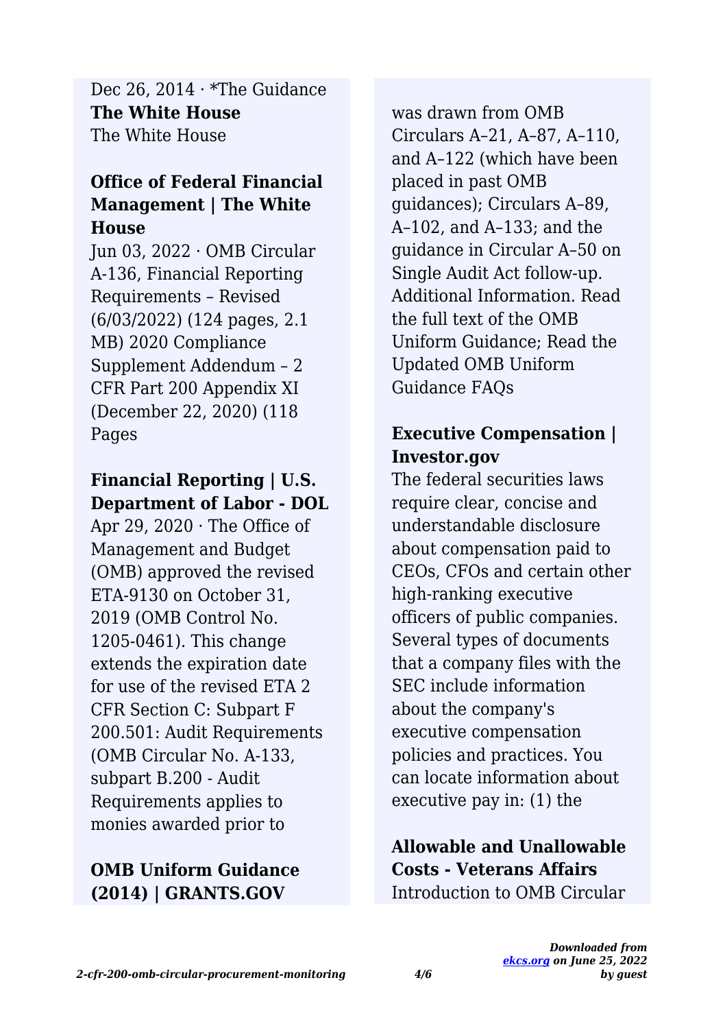Dec 26, 2014 · *The Guidance

**The White House**

The White House

**Office of Federal Financial Management | The White House**

Jun 03, 2022 · OMB Circular A-136, Financial Reporting Requirements – Revised (6/03/2022) (124 pages, 2.1 MB) 2020 Compliance Supplement Addendum – 2 CFR Part 200 Appendix XI (December 22, 2020) (118 Pages

**Financial Reporting | U.S. Department of Labor - DOL**

Apr 29, 2020 · The Office of Management and Budget (OMB) approved the revised ETA-9130 on October 31, 2019 (OMB Control No. 1205-0461). This change extends the expiration date for use of the revised ETA 2 CFR Section C: Subpart F 200.501: Audit Requirements (OMB Circular No. A-133, subpart B.200 - Audit Requirements applies to monies awarded prior to

**OMB Uniform Guidance (2014) | GRANTS.GOV**

was drawn from OMB Circulars A–21, A–87, A–110, and A–122 (which have been placed in past OMB guidances); Circulars A–89, A–102, and A–133; and the guidance in Circular A–50 on Single Audit Act follow-up. Additional Information. Read the full text of the OMB Uniform Guidance; Read the Updated OMB Uniform Guidance FAQs

**Executive Compensation | Investor.gov**

The federal securities laws require clear, concise and understandable disclosure about compensation paid to CEOs, CFOs and certain other high-ranking executive officers of public companies. Several types of documents that a company files with the SEC include information about the company's executive compensation policies and practices. You can locate information about executive pay in: (1) the

**Allowable and Unallowable Costs - Veterans Affairs**

Introduction to OMB Circular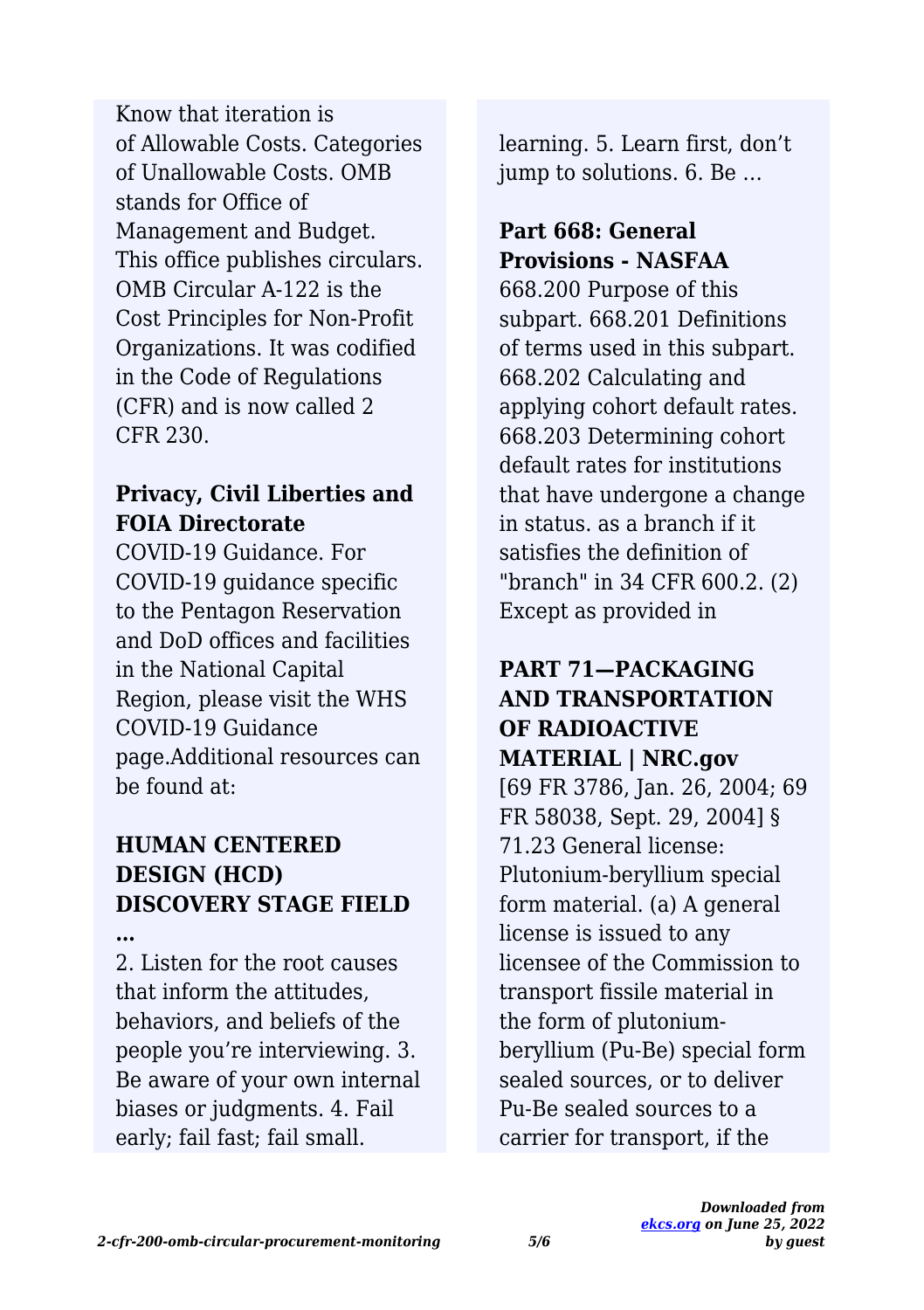Know that iteration is of Allowable Costs. Categories of Unallowable Costs. OMB stands for Office of Management and Budget. This office publishes circulars. OMB Circular A-122 is the Cost Principles for Non-Profit Organizations. It was codified in the Code of Regulations (CFR) and is now called 2 CFR 230.

### Privacy, Civil Liberties and FOIA Directorate

COVID-19 Guidance. For COVID-19 guidance specific to the Pentagon Reservation and DoD offices and facilities in the National Capital Region, please visit the WHS COVID-19 Guidance page.Additional resources can be found at:

### HUMAN CENTERED DESIGN (HCD) DISCOVERY STAGE FIELD ...

2. Listen for the root causes that inform the attitudes, behaviors, and beliefs of the people you're interviewing. 3. Be aware of your own internal biases or judgments. 4. Fail early; fail fast; fail small. learning. 5. Learn first, don't jump to solutions. 6. Be ...

### Part 668: General Provisions - NASFAA

668.200 Purpose of this subpart. 668.201 Definitions of terms used in this subpart. 668.202 Calculating and applying cohort default rates. 668.203 Determining cohort default rates for institutions that have undergone a change in status. as a branch if it satisfies the definition of "branch" in 34 CFR 600.2. (2) Except as provided in

### PART 71—PACKAGING AND TRANSPORTATION OF RADIOACTIVE MATERIAL | NRC.gov

[69 FR 3786, Jan. 26, 2004; 69 FR 58038, Sept. 29, 2004] § 71.23 General license: Plutonium-beryllium special form material. (a) A general license is issued to any licensee of the Commission to transport fissile material in the form of plutonium-beryllium (Pu-Be) special form sealed sources, or to deliver Pu-Be sealed sources to a carrier for transport, if the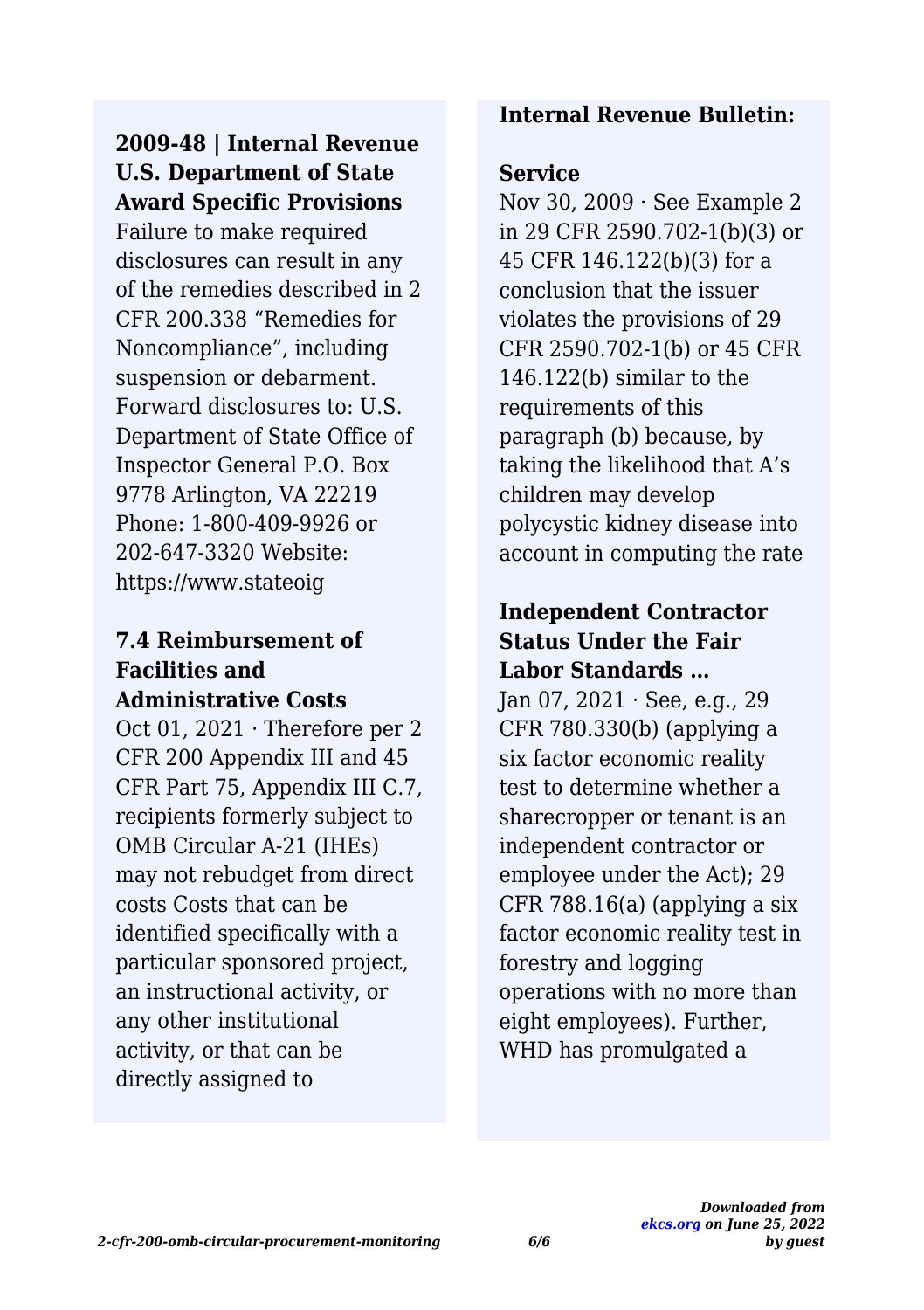### 2009-48 | Internal Revenue U.S. Department of State Award Specific Provisions

Failure to make required disclosures can result in any of the remedies described in 2 CFR 200.338 "Remedies for Noncompliance", including suspension or debarment. Forward disclosures to: U.S. Department of State Office of Inspector General P.O. Box 9778 Arlington, VA 22219 Phone: 1-800-409-9926 or 202-647-3320 Website: https://www.stateoig

### 7.4 Reimbursement of Facilities and Administrative Costs

Oct 01, 2021 · Therefore per 2 CFR 200 Appendix III and 45 CFR Part 75, Appendix III C.7, recipients formerly subject to OMB Circular A-21 (IHEs) may not rebudget from direct costs Costs that can be identified specifically with a particular sponsored project, an instructional activity, or any other institutional activity, or that can be directly assigned to

### Internal Revenue Bulletin:

### Service

Nov 30, 2009 · See Example 2 in 29 CFR 2590.702-1(b)(3) or 45 CFR 146.122(b)(3) for a conclusion that the issuer violates the provisions of 29 CFR 2590.702-1(b) or 45 CFR 146.122(b) similar to the requirements of this paragraph (b) because, by taking the likelihood that A's children may develop polycystic kidney disease into account in computing the rate

### Independent Contractor Status Under the Fair Labor Standards …

Jan 07, 2021 · See, e.g., 29 CFR 780.330(b) (applying a six factor economic reality test to determine whether a sharecropper or tenant is an independent contractor or employee under the Act); 29 CFR 788.16(a) (applying a six factor economic reality test in forestry and logging operations with no more than eight employees). Further, WHD has promulgated a